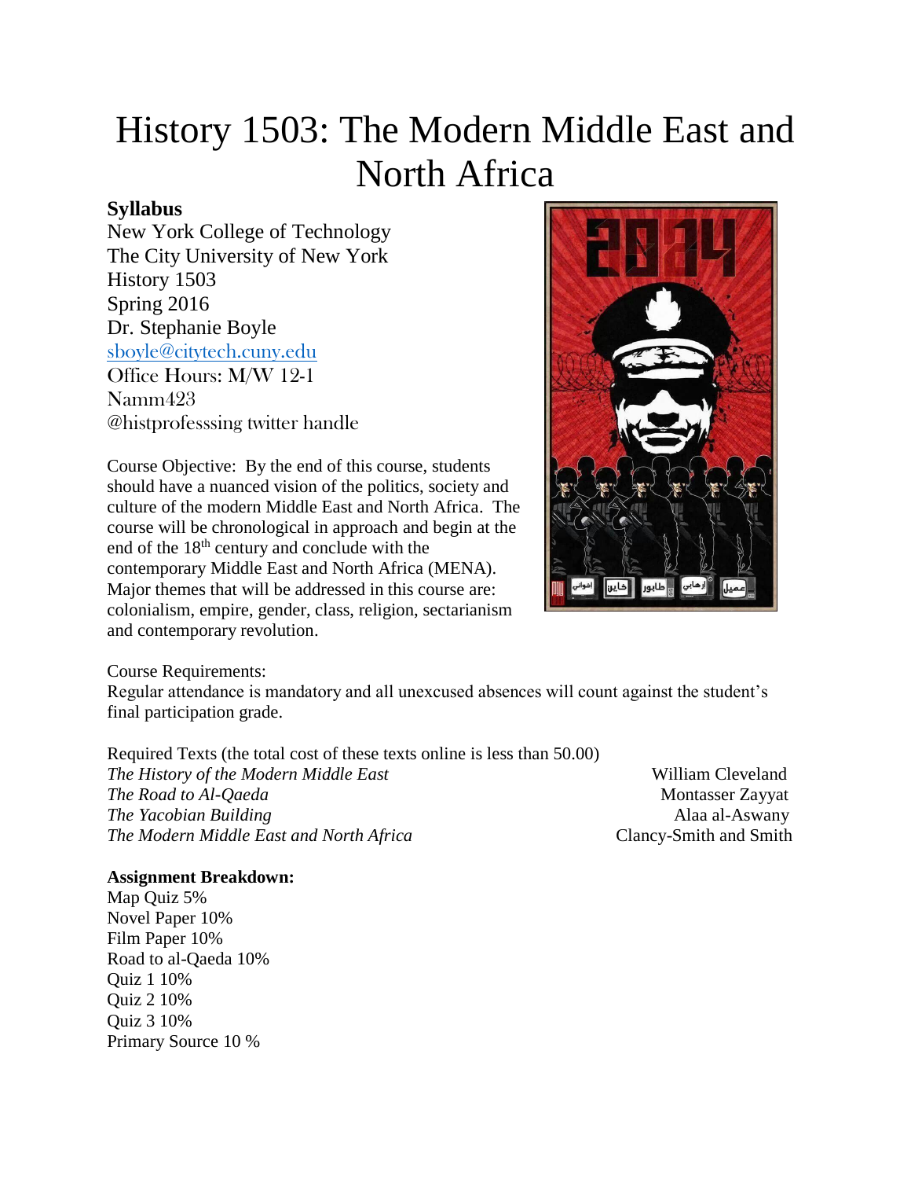# History 1503: The Modern Middle East and North Africa

**Syllabus**
New York College of Technology
The City University of New York
History 1503
Spring 2016
Dr. Stephanie Boyle
sboyle@citytech.cuny.edu
Office Hours: M/W 12-1
Namm423
@histprofesssing twitter handle

Course Objective: By the end of this course, students should have a nuanced vision of the politics, society and culture of the modern Middle East and North Africa. The course will be chronological in approach and begin at the end of the 18th century and conclude with the contemporary Middle East and North Africa (MENA). Major themes that will be addressed in this course are: colonialism, empire, gender, class, religion, sectarianism and contemporary revolution.

Course Requirements:
Regular attendance is mandatory and all unexcused absences will count against the student's final participation grade.

Required Texts (the total cost of these texts online is less than 50.00)

*The History of the Modern Middle East* — William Cleveland
*The Road to Al-Qaeda* — Montasser Zayyat
*The Yacobian Building* — Alaa al-Aswany
*The Modern Middle East and North Africa* — Clancy-Smith and Smith

**Assignment Breakdown:**
Map Quiz 5%
Novel Paper 10%
Film Paper 10%
Road to al-Qaeda 10%
Quiz 1 10%
Quiz 2 10%
Quiz 3 10%
Primary Source 10 %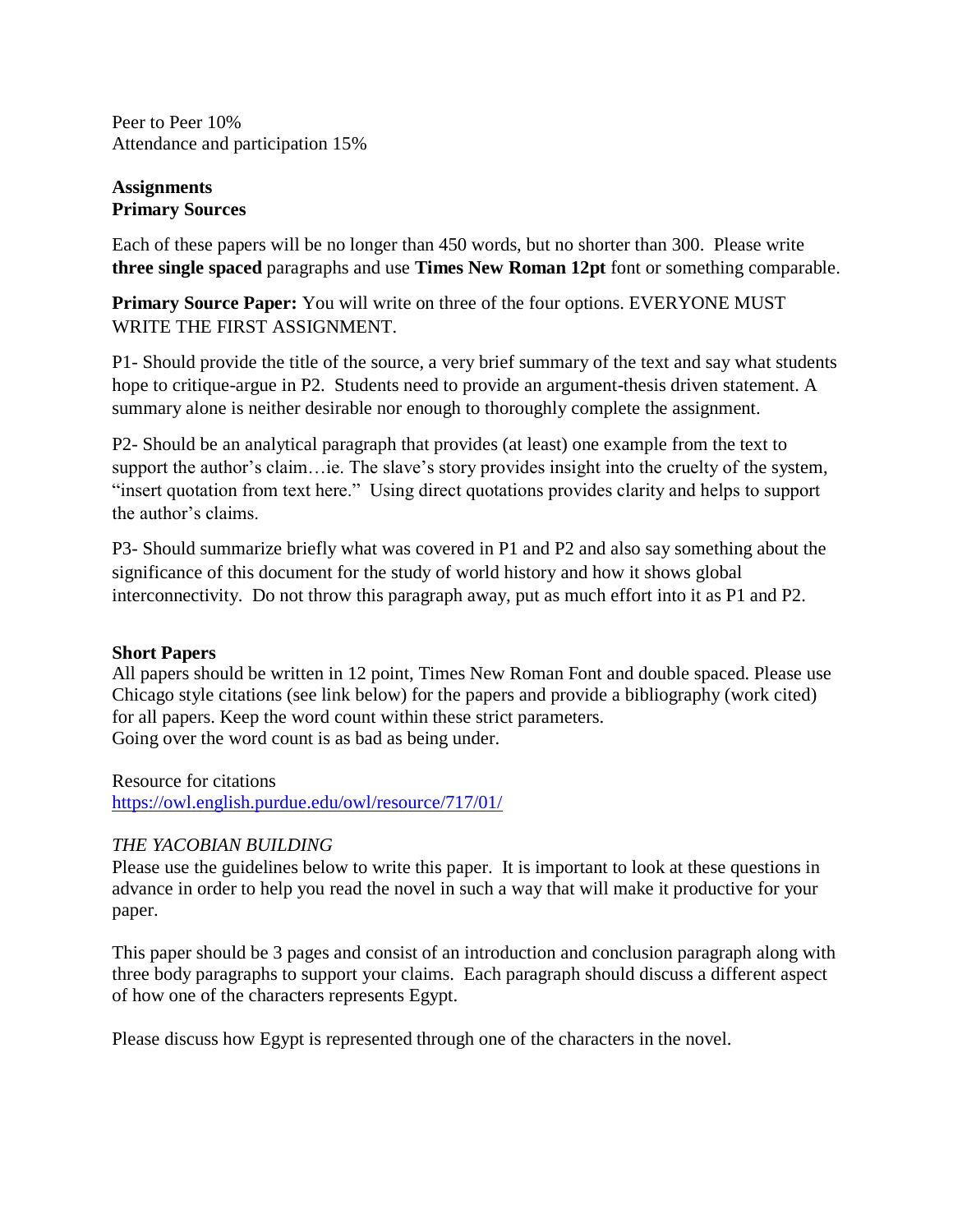Peer to Peer 10%
Attendance and participation 15%

**Assignments**
**Primary Sources**

Each of these papers will be no longer than 450 words, but no shorter than 300. Please write **three single spaced** paragraphs and use **Times New Roman 12pt** font or something comparable.

**Primary Source Paper:** You will write on three of the four options. EVERYONE MUST WRITE THE FIRST ASSIGNMENT.

P1- Should provide the title of the source, a very brief summary of the text and say what students hope to critique-argue in P2. Students need to provide an argument-thesis driven statement. A summary alone is neither desirable nor enough to thoroughly complete the assignment.

P2- Should be an analytical paragraph that provides (at least) one example from the text to support the author's claim…ie. The slave's story provides insight into the cruelty of the system, "insert quotation from text here." Using direct quotations provides clarity and helps to support the author's claims.

P3- Should summarize briefly what was covered in P1 and P2 and also say something about the significance of this document for the study of world history and how it shows global interconnectivity. Do not throw this paragraph away, put as much effort into it as P1 and P2.

**Short Papers**
All papers should be written in 12 point, Times New Roman Font and double spaced. Please use Chicago style citations (see link below) for the papers and provide a bibliography (work cited) for all papers. Keep the word count within these strict parameters.
Going over the word count is as bad as being under.

Resource for citations
https://owl.english.purdue.edu/owl/resource/717/01/

*THE YACOBIAN BUILDING*
Please use the guidelines below to write this paper. It is important to look at these questions in advance in order to help you read the novel in such a way that will make it productive for your paper.

This paper should be 3 pages and consist of an introduction and conclusion paragraph along with three body paragraphs to support your claims. Each paragraph should discuss a different aspect of how one of the characters represents Egypt.

Please discuss how Egypt is represented through one of the characters in the novel.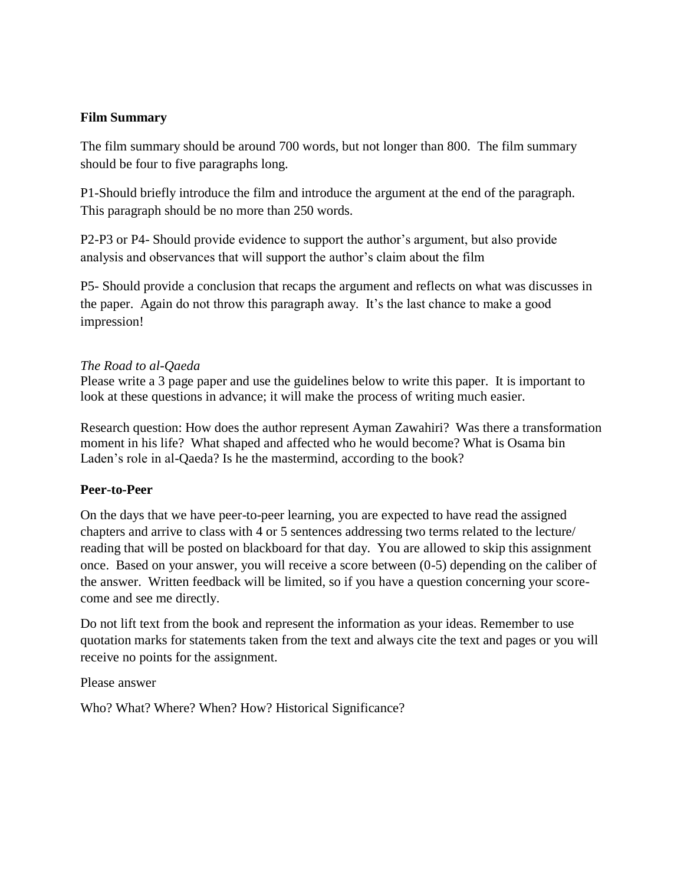**Film Summary**

The film summary should be around 700 words, but not longer than 800. The film summary should be four to five paragraphs long.

P1-Should briefly introduce the film and introduce the argument at the end of the paragraph. This paragraph should be no more than 250 words.

P2-P3 or P4- Should provide evidence to support the author's argument, but also provide analysis and observances that will support the author's claim about the film

P5- Should provide a conclusion that recaps the argument and reflects on what was discusses in the paper. Again do not throw this paragraph away. It's the last chance to make a good impression!

*The Road to al-Qaeda*
Please write a 3 page paper and use the guidelines below to write this paper. It is important to look at these questions in advance; it will make the process of writing much easier.

Research question: How does the author represent Ayman Zawahiri? Was there a transformation moment in his life? What shaped and affected who he would become? What is Osama bin Laden's role in al-Qaeda? Is he the mastermind, according to the book?

**Peer-to-Peer**

On the days that we have peer-to-peer learning, you are expected to have read the assigned chapters and arrive to class with 4 or 5 sentences addressing two terms related to the lecture/ reading that will be posted on blackboard for that day. You are allowed to skip this assignment once. Based on your answer, you will receive a score between (0-5) depending on the caliber of the answer. Written feedback will be limited, so if you have a question concerning your score-come and see me directly.

Do not lift text from the book and represent the information as your ideas. Remember to use quotation marks for statements taken from the text and always cite the text and pages or you will receive no points for the assignment.

Please answer

Who? What? Where? When? How? Historical Significance?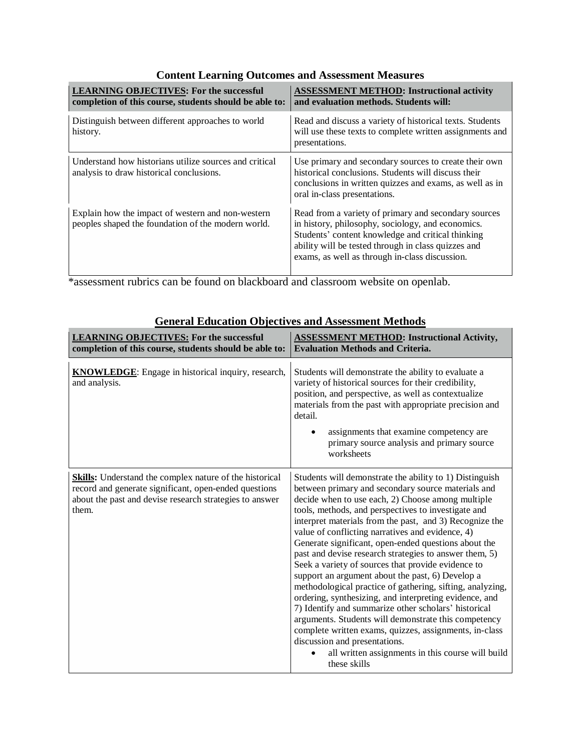## Content Learning Outcomes and Assessment Measures

| **<u>LEARNING OBJECTIVES</u>: For the successful completion of this course, students should be able to:** | **<u>ASSESSMENT METHOD</u>: Instructional activity and evaluation methods. Students will:** |
|---|---|
| Distinguish between different approaches to world history. | Read and discuss a variety of historical texts. Students will use these texts to complete written assignments and presentations. |
| Understand how historians utilize sources and critical analysis to draw historical conclusions. | Use primary and secondary sources to create their own historical conclusions. Students will discuss their conclusions in written quizzes and exams, as well as in oral in-class presentations. |
| Explain how the impact of western and non-western peoples shaped the foundation of the modern world. | Read from a variety of primary and secondary sources in history, philosophy, sociology, and economics. Students' content knowledge and critical thinking ability will be tested through in class quizzes and exams, as well as through in-class discussion. |

*assessment rubrics can be found on blackboard and classroom website on openlab.

## <u>General Education Objectives and Assessment Methods</u>

| **<u>LEARNING OBJECTIVES:</u> For the successful completion of this course, students should be able to:** | **<u>ASSESSMENT METHOD</u>: Instructional Activity, Evaluation Methods and Criteria.** |
|---|---|
| **<u>KNOWLEDGE</u>**: Engage in historical inquiry, research, and analysis. | Students will demonstrate the ability to evaluate a variety of historical sources for their credibility, position, and perspective, as well as contextualize materials from the past with appropriate precision and detail.<br>• assignments that examine competency are primary source analysis and primary source worksheets |
| **<u>Skills</u>:** Understand the complex nature of the historical record and generate significant, open-ended questions about the past and devise research strategies to answer them. | Students will demonstrate the ability to 1) Distinguish between primary and secondary source materials and decide when to use each, 2) Choose among multiple tools, methods, and perspectives to investigate and interpret materials from the past, and 3) Recognize the value of conflicting narratives and evidence, 4) Generate significant, open-ended questions about the past and devise research strategies to answer them, 5) Seek a variety of sources that provide evidence to support an argument about the past, 6) Develop a methodological practice of gathering, sifting, analyzing, ordering, synthesizing, and interpreting evidence, and 7) Identify and summarize other scholars' historical arguments. Students will demonstrate this competency complete written exams, quizzes, assignments, in-class discussion and presentations.<br>• all written assignments in this course will build these skills |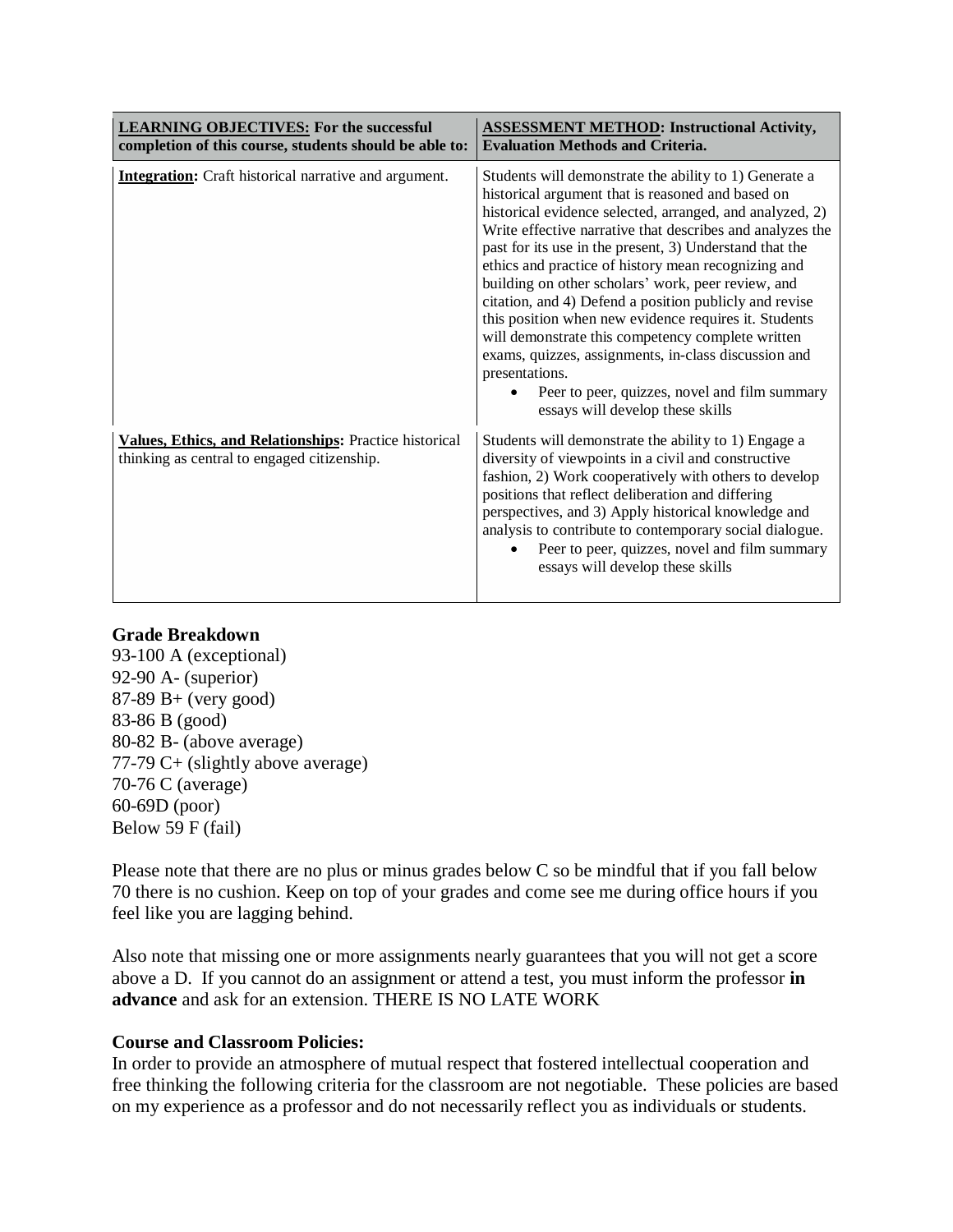| **LEARNING OBJECTIVES: For the successful completion of this course, students should be able to:** | **ASSESSMENT METHOD: Instructional Activity, Evaluation Methods and Criteria.** |
|---|---|
| **Integration:** Craft historical narrative and argument. | Students will demonstrate the ability to 1) Generate a historical argument that is reasoned and based on historical evidence selected, arranged, and analyzed, 2) Write effective narrative that describes and analyzes the past for its use in the present, 3) Understand that the ethics and practice of history mean recognizing and building on other scholars' work, peer review, and citation, and 4) Defend a position publicly and revise this position when new evidence requires it. Students will demonstrate this competency complete written exams, quizzes, assignments, in-class discussion and presentations. <br>• Peer to peer, quizzes, novel and film summary essays will develop these skills |
| **Values, Ethics, and Relationships:** Practice historical thinking as central to engaged citizenship. | Students will demonstrate the ability to 1) Engage a diversity of viewpoints in a civil and constructive fashion, 2) Work cooperatively with others to develop positions that reflect deliberation and differing perspectives, and 3) Apply historical knowledge and analysis to contribute to contemporary social dialogue. <br>• Peer to peer, quizzes, novel and film summary essays will develop these skills |

**Grade Breakdown**
93-100 A (exceptional)
92-90 A- (superior)
87-89 B+ (very good)
83-86 B (good)
80-82 B- (above average)
77-79 C+ (slightly above average)
70-76 C (average)
60-69D (poor)
Below 59 F (fail)

Please note that there are no plus or minus grades below C so be mindful that if you fall below 70 there is no cushion. Keep on top of your grades and come see me during office hours if you feel like you are lagging behind.

Also note that missing one or more assignments nearly guarantees that you will not get a score above a D. If you cannot do an assignment or attend a test, you must inform the professor **in advance** and ask for an extension. THERE IS NO LATE WORK

**Course and Classroom Policies:**
In order to provide an atmosphere of mutual respect that fostered intellectual cooperation and free thinking the following criteria for the classroom are not negotiable. These policies are based on my experience as a professor and do not necessarily reflect you as individuals or students.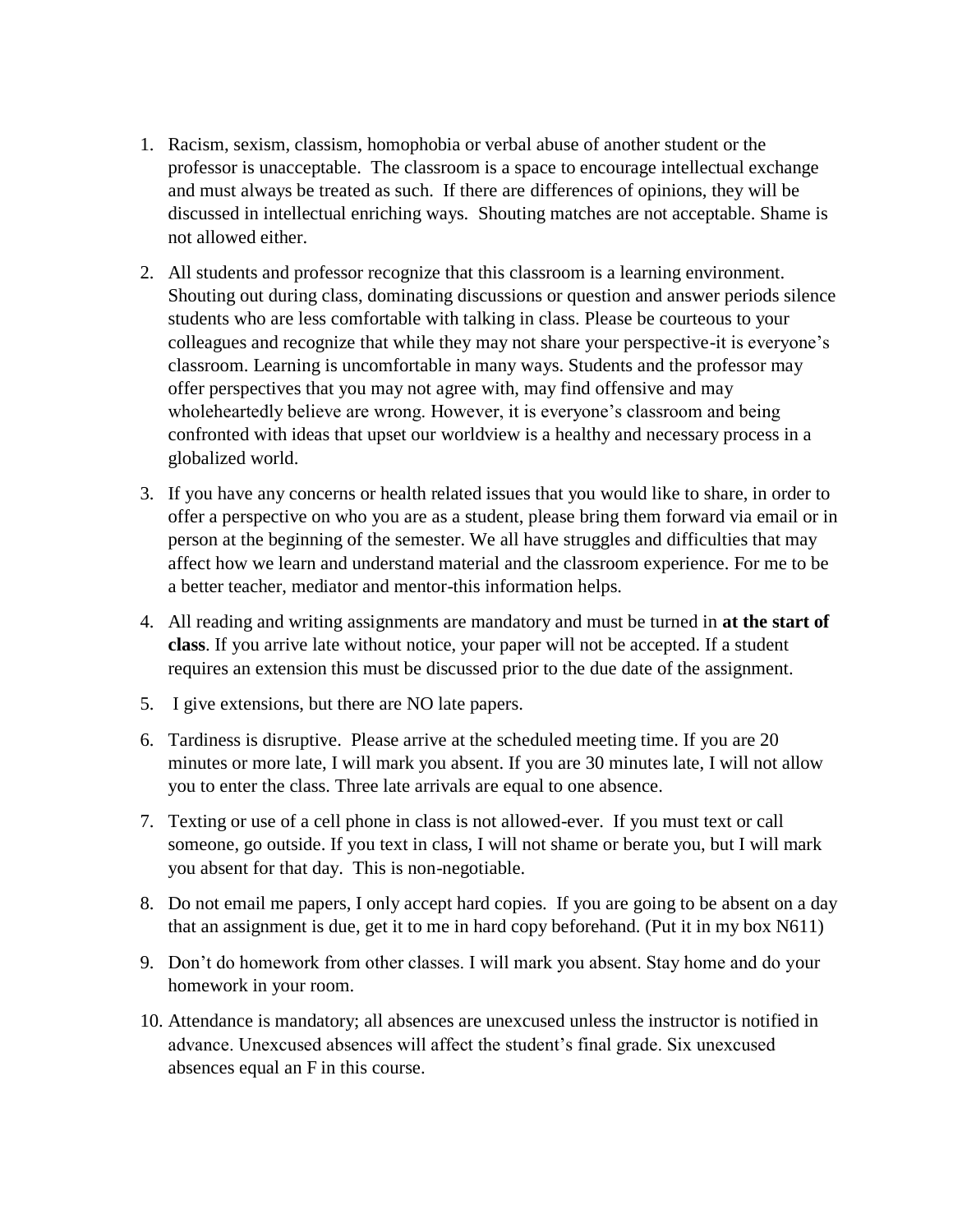1. Racism, sexism, classism, homophobia or verbal abuse of another student or the professor is unacceptable. The classroom is a space to encourage intellectual exchange and must always be treated as such. If there are differences of opinions, they will be discussed in intellectual enriching ways. Shouting matches are not acceptable. Shame is not allowed either.

2. All students and professor recognize that this classroom is a learning environment. Shouting out during class, dominating discussions or question and answer periods silence students who are less comfortable with talking in class. Please be courteous to your colleagues and recognize that while they may not share your perspective-it is everyone's classroom. Learning is uncomfortable in many ways. Students and the professor may offer perspectives that you may not agree with, may find offensive and may wholeheartedly believe are wrong. However, it is everyone's classroom and being confronted with ideas that upset our worldview is a healthy and necessary process in a globalized world.

3. If you have any concerns or health related issues that you would like to share, in order to offer a perspective on who you are as a student, please bring them forward via email or in person at the beginning of the semester. We all have struggles and difficulties that may affect how we learn and understand material and the classroom experience. For me to be a better teacher, mediator and mentor-this information helps.

4. All reading and writing assignments are mandatory and must be turned in **at the start of class**. If you arrive late without notice, your paper will not be accepted. If a student requires an extension this must be discussed prior to the due date of the assignment.

5. I give extensions, but there are NO late papers.

6. Tardiness is disruptive. Please arrive at the scheduled meeting time. If you are 20 minutes or more late, I will mark you absent. If you are 30 minutes late, I will not allow you to enter the class. Three late arrivals are equal to one absence.

7. Texting or use of a cell phone in class is not allowed-ever. If you must text or call someone, go outside. If you text in class, I will not shame or berate you, but I will mark you absent for that day. This is non-negotiable.

8. Do not email me papers, I only accept hard copies. If you are going to be absent on a day that an assignment is due, get it to me in hard copy beforehand. (Put it in my box N611)

9. Don't do homework from other classes. I will mark you absent. Stay home and do your homework in your room.

10. Attendance is mandatory; all absences are unexcused unless the instructor is notified in advance. Unexcused absences will affect the student's final grade. Six unexcused absences equal an F in this course.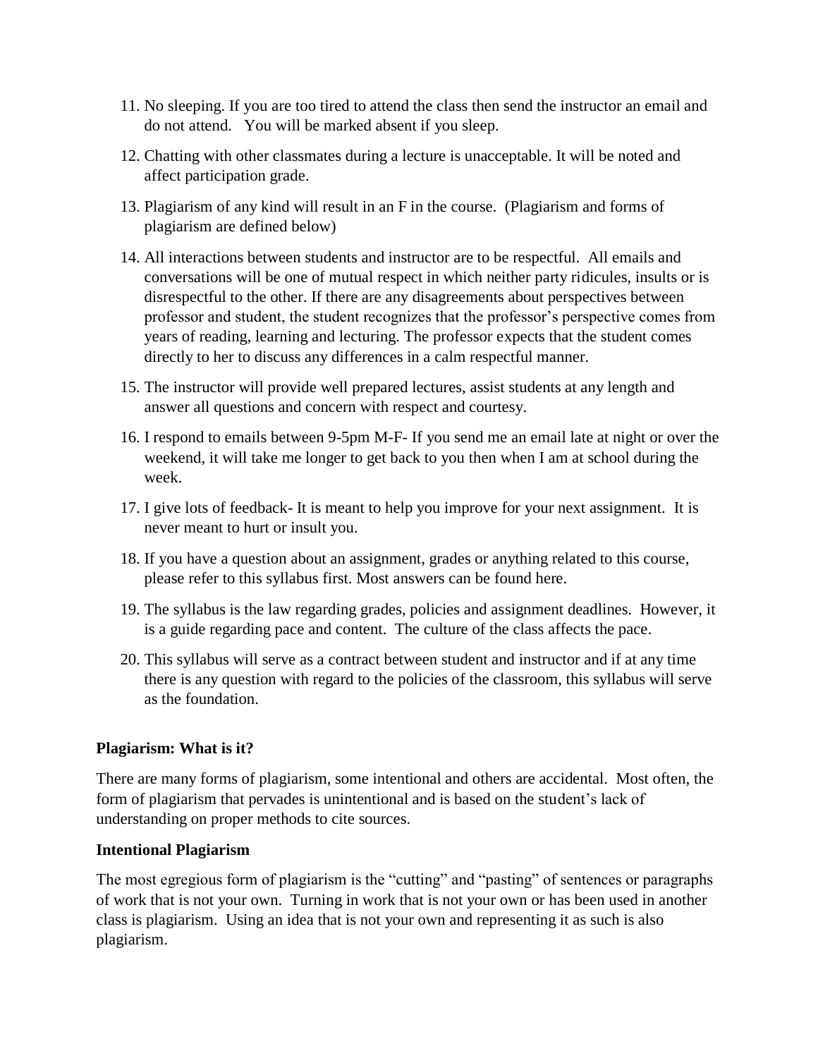11. No sleeping. If you are too tired to attend the class then send the instructor an email and do not attend. You will be marked absent if you sleep.

12. Chatting with other classmates during a lecture is unacceptable. It will be noted and affect participation grade.

13. Plagiarism of any kind will result in an F in the course. (Plagiarism and forms of plagiarism are defined below)

14. All interactions between students and instructor are to be respectful. All emails and conversations will be one of mutual respect in which neither party ridicules, insults or is disrespectful to the other. If there are any disagreements about perspectives between professor and student, the student recognizes that the professor's perspective comes from years of reading, learning and lecturing. The professor expects that the student comes directly to her to discuss any differences in a calm respectful manner.

15. The instructor will provide well prepared lectures, assist students at any length and answer all questions and concern with respect and courtesy.

16. I respond to emails between 9-5pm M-F- If you send me an email late at night or over the weekend, it will take me longer to get back to you then when I am at school during the week.

17. I give lots of feedback- It is meant to help you improve for your next assignment. It is never meant to hurt or insult you.

18. If you have a question about an assignment, grades or anything related to this course, please refer to this syllabus first. Most answers can be found here.

19. The syllabus is the law regarding grades, policies and assignment deadlines. However, it is a guide regarding pace and content. The culture of the class affects the pace.

20. This syllabus will serve as a contract between student and instructor and if at any time there is any question with regard to the policies of the classroom, this syllabus will serve as the foundation.

**Plagiarism: What is it?**

There are many forms of plagiarism, some intentional and others are accidental. Most often, the form of plagiarism that pervades is unintentional and is based on the student's lack of understanding on proper methods to cite sources.

**Intentional Plagiarism**

The most egregious form of plagiarism is the "cutting" and "pasting" of sentences or paragraphs of work that is not your own. Turning in work that is not your own or has been used in another class is plagiarism. Using an idea that is not your own and representing it as such is also plagiarism.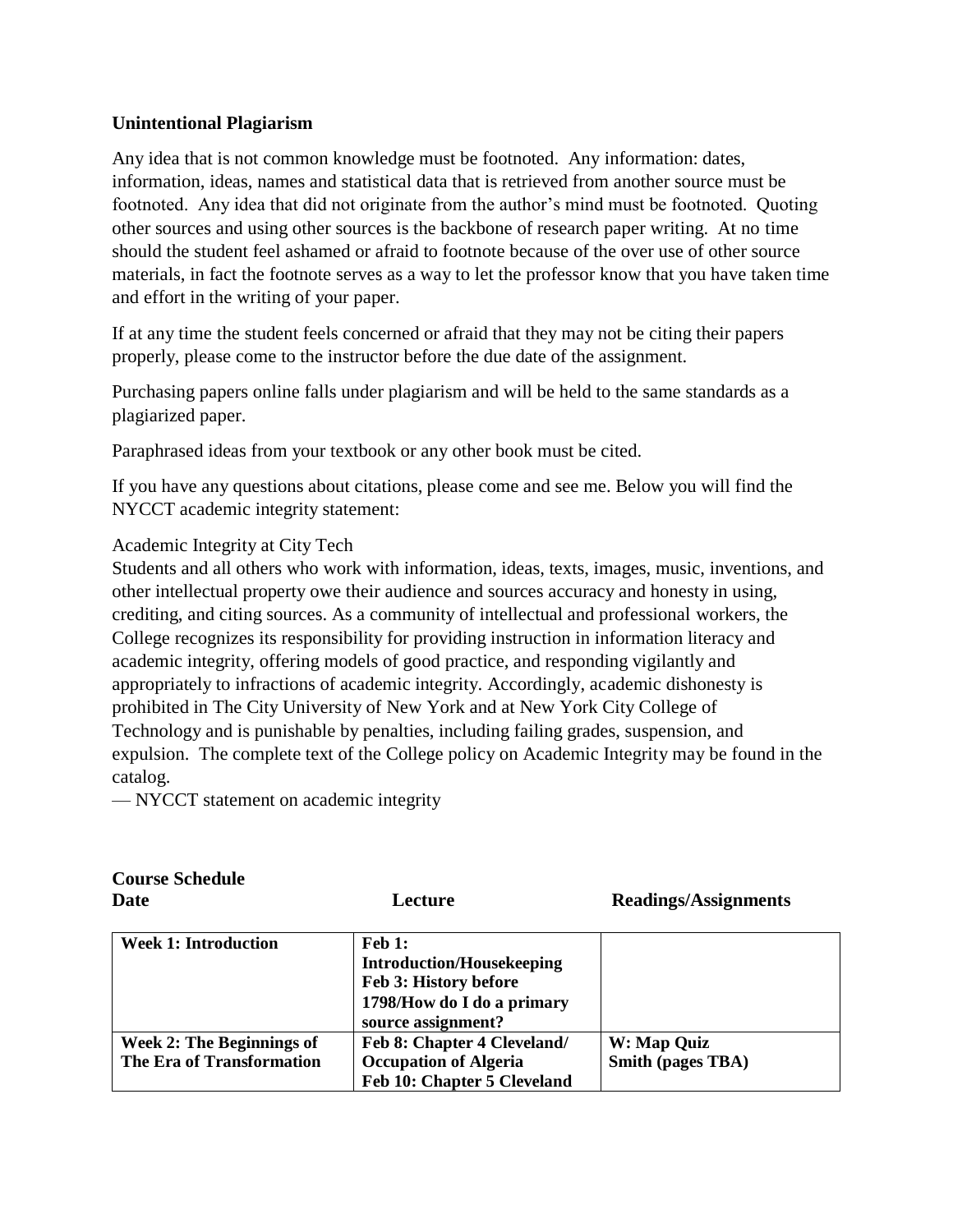**Unintentional Plagiarism**

Any idea that is not common knowledge must be footnoted. Any information: dates, information, ideas, names and statistical data that is retrieved from another source must be footnoted. Any idea that did not originate from the author's mind must be footnoted. Quoting other sources and using other sources is the backbone of research paper writing. At no time should the student feel ashamed or afraid to footnote because of the over use of other source materials, in fact the footnote serves as a way to let the professor know that you have taken time and effort in the writing of your paper.

If at any time the student feels concerned or afraid that they may not be citing their papers properly, please come to the instructor before the due date of the assignment.

Purchasing papers online falls under plagiarism and will be held to the same standards as a plagiarized paper.

Paraphrased ideas from your textbook or any other book must be cited.

If you have any questions about citations, please come and see me. Below you will find the NYCCT academic integrity statement:

Academic Integrity at City Tech
Students and all others who work with information, ideas, texts, images, music, inventions, and other intellectual property owe their audience and sources accuracy and honesty in using, crediting, and citing sources. As a community of intellectual and professional workers, the College recognizes its responsibility for providing instruction in information literacy and academic integrity, offering models of good practice, and responding vigilantly and appropriately to infractions of academic integrity. Accordingly, academic dishonesty is prohibited in The City University of New York and at New York City College of Technology and is punishable by penalties, including failing grades, suspension, and expulsion. The complete text of the College policy on Academic Integrity may be found in the catalog.
— NYCCT statement on academic integrity

**Course Schedule**

| **Date** | **Lecture** | **Readings/Assignments** |
|---|---|---|
| **Week 1: Introduction** | **Feb 1: Introduction/Housekeeping**<br>**Feb 3: History before 1798/How do I do a primary source assignment?** | |
| **Week 2: The Beginnings of The Era of Transformation** | **Feb 8: Chapter 4 Cleveland/ Occupation of Algeria**<br>**Feb 10: Chapter 5 Cleveland** | **W: Map Quiz**<br>**Smith (pages TBA)** |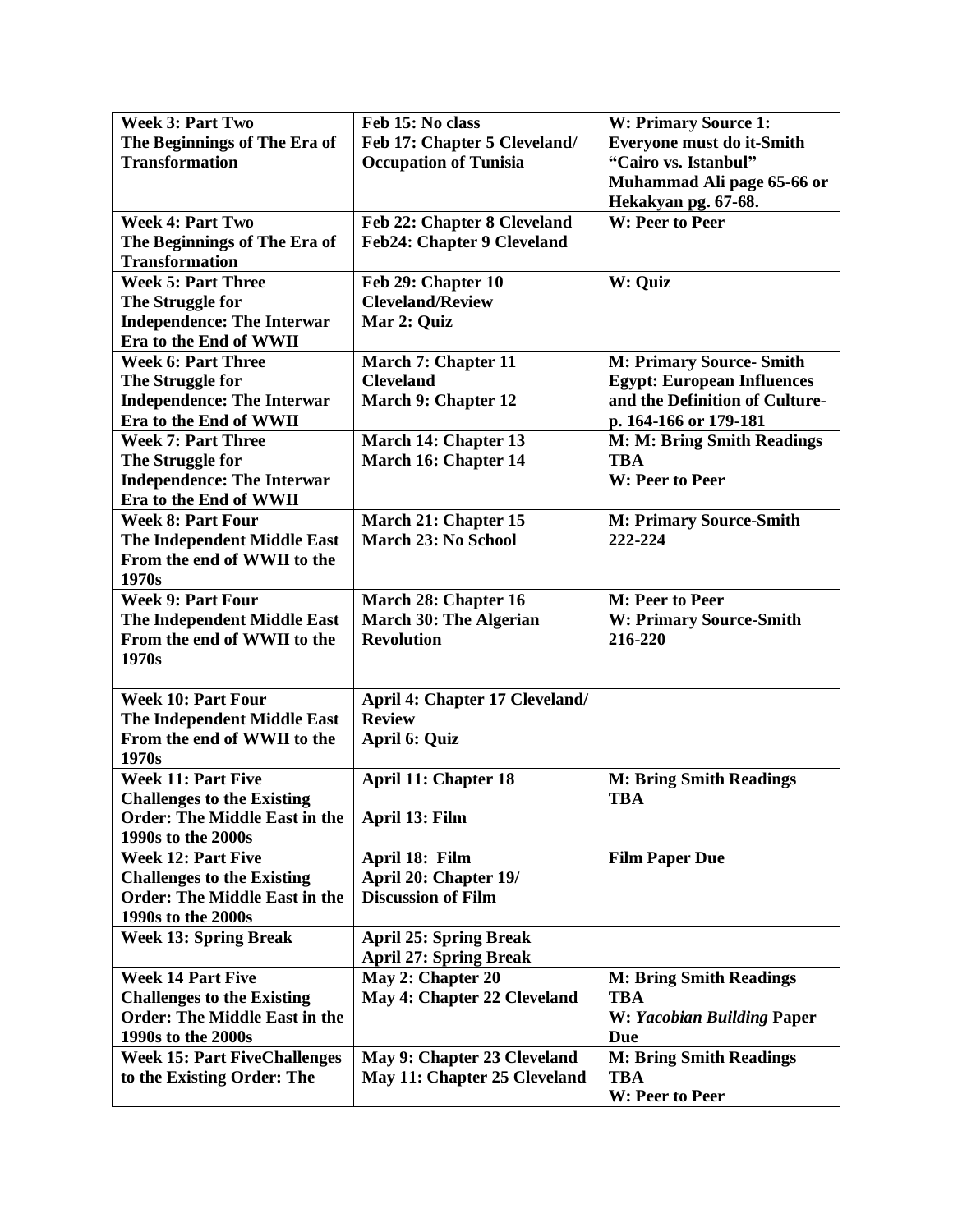| **Week 3: Part Two The Beginnings of The Era of Transformation** | **Feb 15: No class**<br>**Feb 17: Chapter 5 Cleveland/ Occupation of Tunisia** | **W: Primary Source 1: Everyone must do it-Smith "Cairo vs. Istanbul" Muhammad Ali page 65-66 or Hekakyan pg. 67-68.** |
|---|---|---|
| **Week 4: Part Two The Beginnings of The Era of Transformation** | **Feb 22: Chapter 8 Cleveland**<br>**Feb24: Chapter 9 Cleveland** | **W: Peer to Peer** |
| **Week 5: Part Three The Struggle for Independence: The Interwar Era to the End of WWII** | **Feb 29: Chapter 10 Cleveland/Review**<br>**Mar 2: Quiz** | **W: Quiz** |
| **Week 6: Part Three The Struggle for Independence: The Interwar Era to the End of WWII** | **March 7: Chapter 11 Cleveland**<br>**March 9: Chapter 12** | **M: Primary Source- Smith Egypt: European Influences and the Definition of Culture-p. 164-166 or 179-181** |
| **Week 7: Part Three The Struggle for Independence: The Interwar Era to the End of WWII** | **March 14: Chapter 13**<br>**March 16: Chapter 14** | **M: M: Bring Smith Readings TBA**<br>**W: Peer to Peer** |
| **Week 8: Part Four The Independent Middle East From the end of WWII to the 1970s** | **March 21: Chapter 15**<br>**March 23: No School** | **M: Primary Source-Smith 222-224** |
| **Week 9: Part Four The Independent Middle East From the end of WWII to the 1970s** | **March 28: Chapter 16**<br>**March 30: The Algerian Revolution** | **M: Peer to Peer**<br>**W: Primary Source-Smith 216-220** |
| **Week 10: Part Four The Independent Middle East From the end of WWII to the 1970s** | **April 4: Chapter 17 Cleveland/ Review**<br>**April 6: Quiz** | |
| **Week 11: Part Five Challenges to the Existing Order: The Middle East in the 1990s to the 2000s** | **April 11: Chapter 18**<br>**April 13: Film** | **M: Bring Smith Readings TBA** |
| **Week 12: Part Five Challenges to the Existing Order: The Middle East in the 1990s to the 2000s** | **April 18: Film**<br>**April 20: Chapter 19/ Discussion of Film** | **Film Paper Due** |
| **Week 13: Spring Break** | **April 25: Spring Break**<br>**April 27: Spring Break** | |
| **Week 14 Part Five Challenges to the Existing Order: The Middle East in the 1990s to the 2000s** | **May 2: Chapter 20**<br>**May 4: Chapter 22 Cleveland** | **M: Bring Smith Readings TBA**<br>**W: *Yacobian Building* Paper Due** |
| **Week 15: Part FiveChallenges to the Existing Order: The** | **May 9: Chapter 23 Cleveland**<br>**May 11: Chapter 25 Cleveland** | **M: Bring Smith Readings TBA**<br>**W: Peer to Peer** |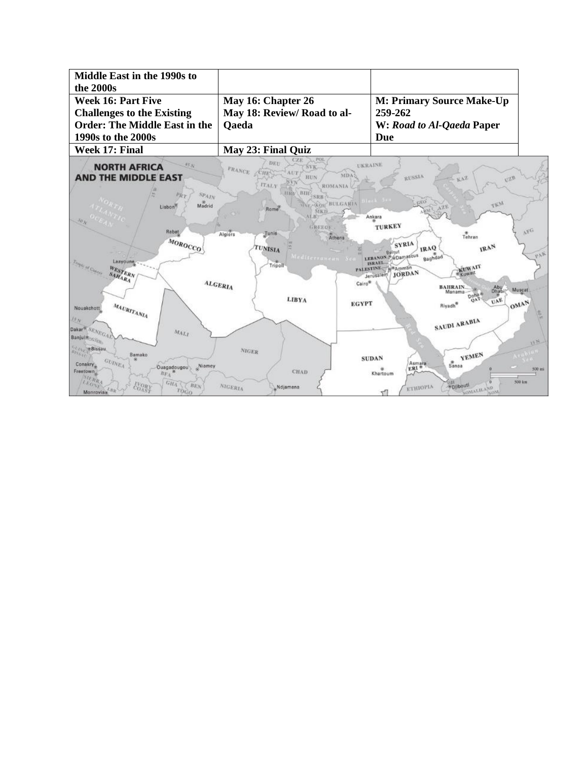| | | |
|---|---|---|
| **Middle East in the 1990s to the 2000s** | | |
| **Week 16: Part Five Challenges to the Existing Order: The Middle East in the 1990s to the 2000s** | **May 16: Chapter 26**<br>**May 18: Review/ Road to al-Qaeda** | **M: Primary Source Make-Up 259-262**<br>**W: *Road to Al-Qaeda* Paper Due** |
| **Week 17: Final** | **May 23: Final Quiz** | |

NORTH AFRICA AND THE MIDDLE EAST